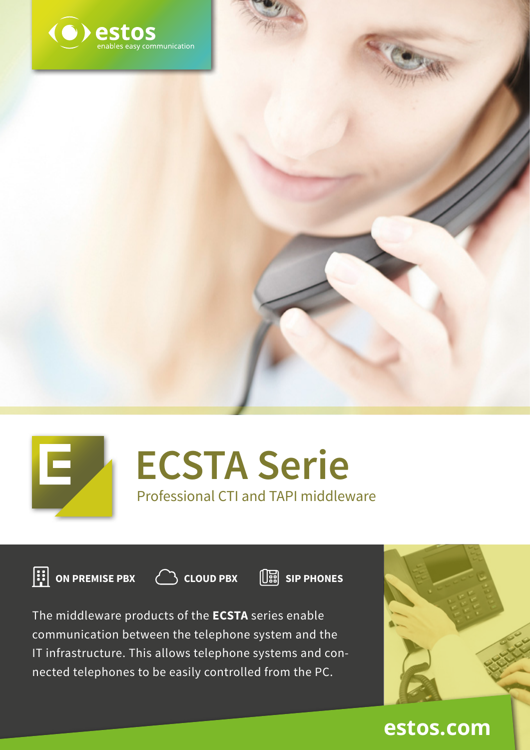estos
enables easy communication

# ECSTA Serie

## Professional CTI and TAPI middleware

ON PREMISE PBX | CLOUD PBX | SIP PHONES

The middleware products of the **ECSTA** series enable communication between the telephone system and the IT infrastructure. This allows telephone systems and connected telephones to be easily controlled from the PC.

estos.com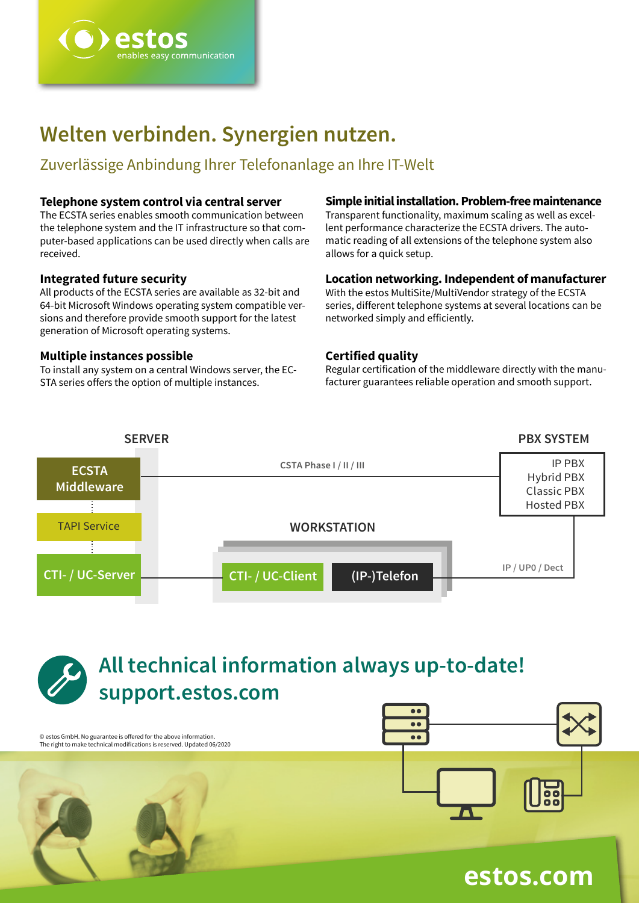estos
enables easy communication

# Welten verbinden. Synergien nutzen.

## Zuverlässige Anbindung Ihrer Telefonanlage an Ihre IT-Welt

### Telephone system control via central server

The ECSTA series enables smooth communication between the telephone system and the IT infrastructure so that computer-based applications can be used directly when calls are received.

### Integrated future security

All products of the ECSTA series are available as 32-bit and 64-bit Microsoft Windows operating system compatible versions and therefore provide smooth support for the latest generation of Microsoft operating systems.

### Multiple instances possible

To install any system on a central Windows server, the ECSTA series offers the option of multiple instances.

### Simple initial installation. Problem-free maintenance

Transparent functionality, maximum scaling as well as excellent performance characterize the ECSTA drivers. The automatic reading of all extensions of the telephone system also allows for a quick setup.

### Location networking. Independent of manufacturer

With the estos MultiSite/MultiVendor strategy of the ECSTA series, different telephone systems at several locations can be networked simply and efficiently.

### Certified quality

Regular certification of the middleware directly with the manufacturer guarantees reliable operation and smooth support.

SERVER
ECSTA Middleware
TAPI Service
CTI- / UC-Server
CSTA Phase I / II / III
PBX SYSTEM
IP PBX
Hybrid PBX
Classic PBX
Hosted PBX
WORKSTATION
CTI- / UC-Client
(IP-)Telefon
IP / UP0 / Dect

## All technical information always up-to-date!
## support.estos.com

© estos GmbH. No guarantee is offered for the above information.
The right to make technical modifications is reserved. Updated 06/2020

estos.com